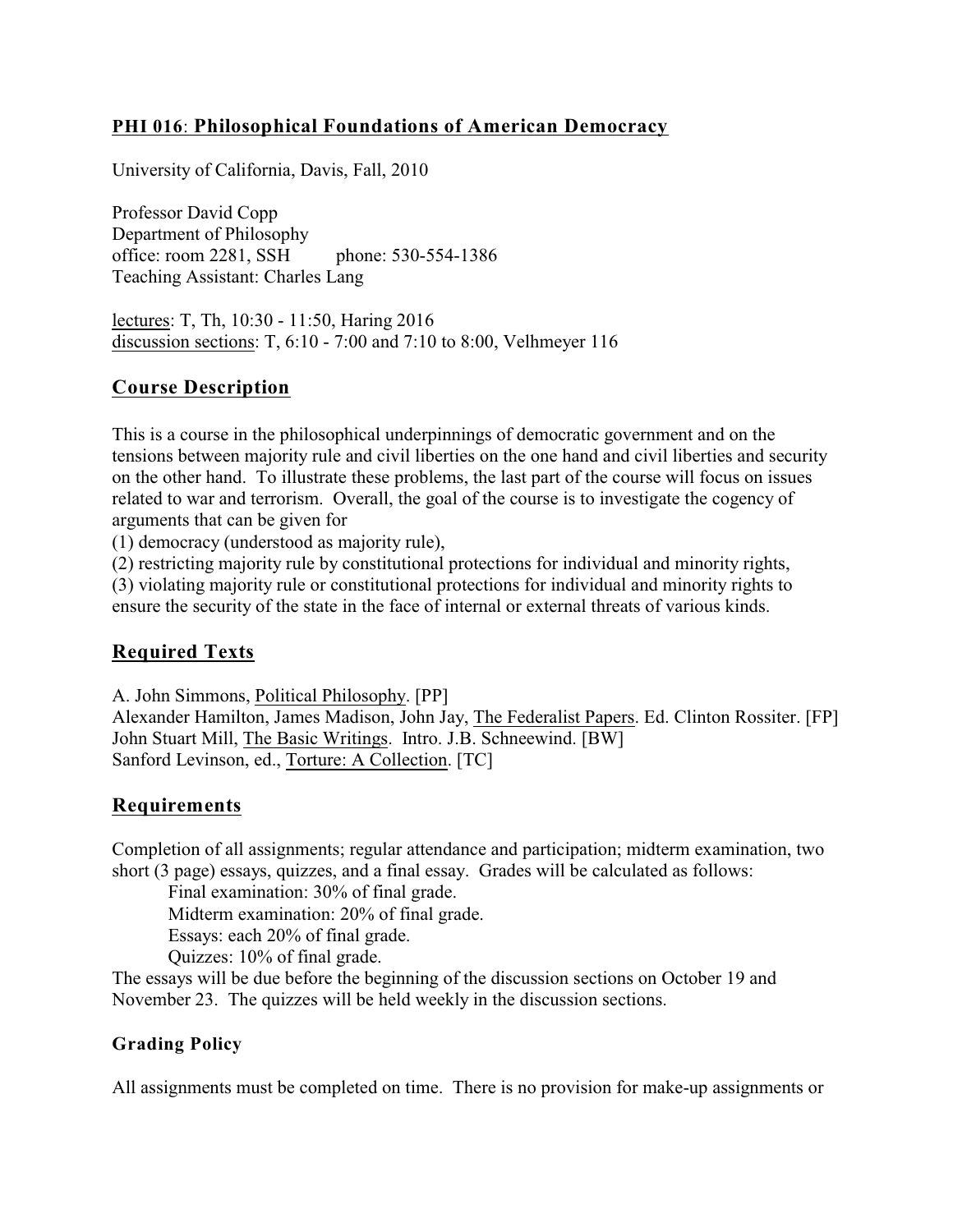## **PHI 016**: **Philosophical Foundations of American Democracy**

University of California, Davis, Fall, 2010

Professor David Copp
Department of Philosophy
office: room 2281, SSH phone: 530-554-1386
Teaching Assistant: Charles Lang

lectures: T, Th, 10:30 - 11:50, Haring 2016
discussion sections: T, 6:10 - 7:00 and 7:10 to 8:00, Velhmeyer 116

## **Course Description**

This is a course in the philosophical underpinnings of democratic government and on the tensions between majority rule and civil liberties on the one hand and civil liberties and security on the other hand. To illustrate these problems, the last part of the course will focus on issues related to war and terrorism. Overall, the goal of the course is to investigate the cogency of arguments that can be given for
(1) democracy (understood as majority rule),
(2) restricting majority rule by constitutional protections for individual and minority rights,
(3) violating majority rule or constitutional protections for individual and minority rights to ensure the security of the state in the face of internal or external threats of various kinds.

## **Required Texts**

A. John Simmons, Political Philosophy. [PP]
Alexander Hamilton, James Madison, John Jay, The Federalist Papers. Ed. Clinton Rossiter. [FP]
John Stuart Mill, The Basic Writings. Intro. J.B. Schneewind. [BW]
Sanford Levinson, ed., Torture: A Collection. [TC]

## **Requirements**

Completion of all assignments; regular attendance and participation; midterm examination, two short (3 page) essays, quizzes, and a final essay. Grades will be calculated as follows:

Final examination: 30% of final grade.
Midterm examination: 20% of final grade.
Essays: each 20% of final grade.
Quizzes: 10% of final grade.

The essays will be due before the beginning of the discussion sections on October 19 and November 23. The quizzes will be held weekly in the discussion sections.

### **Grading Policy**

All assignments must be completed on time. There is no provision for make-up assignments or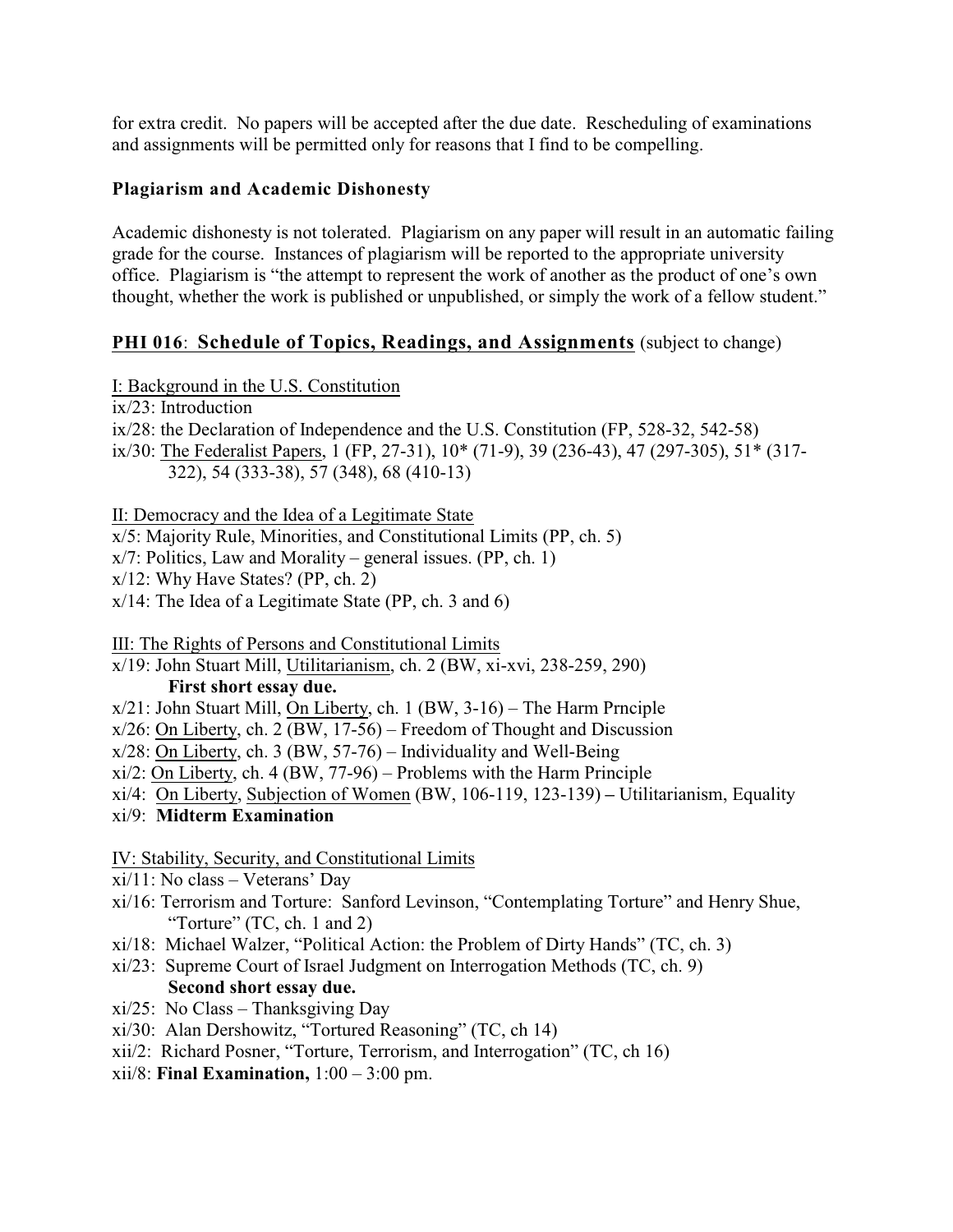for extra credit. No papers will be accepted after the due date. Rescheduling of examinations and assignments will be permitted only for reasons that I find to be compelling.

### Plagiarism and Academic Dishonesty

Academic dishonesty is not tolerated. Plagiarism on any paper will result in an automatic failing grade for the course. Instances of plagiarism will be reported to the appropriate university office. Plagiarism is "the attempt to represent the work of another as the product of one's own thought, whether the work is published or unpublished, or simply the work of a fellow student."

## PHI 016: Schedule of Topics, Readings, and Assignments (subject to change)

I: Background in the U.S. Constitution

ix/23: Introduction
ix/28: the Declaration of Independence and the U.S. Constitution (FP, 528-32, 542-58)
ix/30: The Federalist Papers, 1 (FP, 27-31), 10* (71-9), 39 (236-43), 47 (297-305), 51* (317-322), 54 (333-38), 57 (348), 68 (410-13)

II: Democracy and the Idea of a Legitimate State

x/5: Majority Rule, Minorities, and Constitutional Limits (PP, ch. 5)
x/7: Politics, Law and Morality – general issues. (PP, ch. 1)
x/12: Why Have States? (PP, ch. 2)
x/14: The Idea of a Legitimate State (PP, ch. 3 and 6)

III: The Rights of Persons and Constitutional Limits

x/19: John Stuart Mill, Utilitarianism, ch. 2 (BW, xi-xvi, 238-259, 290)
**First short essay due.**
x/21: John Stuart Mill, On Liberty, ch. 1 (BW, 3-16) – The Harm Prnciple
x/26: On Liberty, ch. 2 (BW, 17-56) – Freedom of Thought and Discussion
x/28: On Liberty, ch. 3 (BW, 57-76) – Individuality and Well-Being
xi/2: On Liberty, ch. 4 (BW, 77-96) – Problems with the Harm Principle
xi/4: On Liberty, Subjection of Women (BW, 106-119, 123-139) – Utilitarianism, Equality
xi/9: **Midterm Examination**

IV: Stability, Security, and Constitutional Limits

xi/11: No class – Veterans' Day
xi/16: Terrorism and Torture: Sanford Levinson, "Contemplating Torture" and Henry Shue, "Torture" (TC, ch. 1 and 2)
xi/18: Michael Walzer, "Political Action: the Problem of Dirty Hands" (TC, ch. 3)
xi/23: Supreme Court of Israel Judgment on Interrogation Methods (TC, ch. 9)
**Second short essay due.**
xi/25: No Class – Thanksgiving Day
xi/30: Alan Dershowitz, "Tortured Reasoning" (TC, ch 14)
xii/2: Richard Posner, "Torture, Terrorism, and Interrogation" (TC, ch 16)
xii/8: **Final Examination,** 1:00 – 3:00 pm.